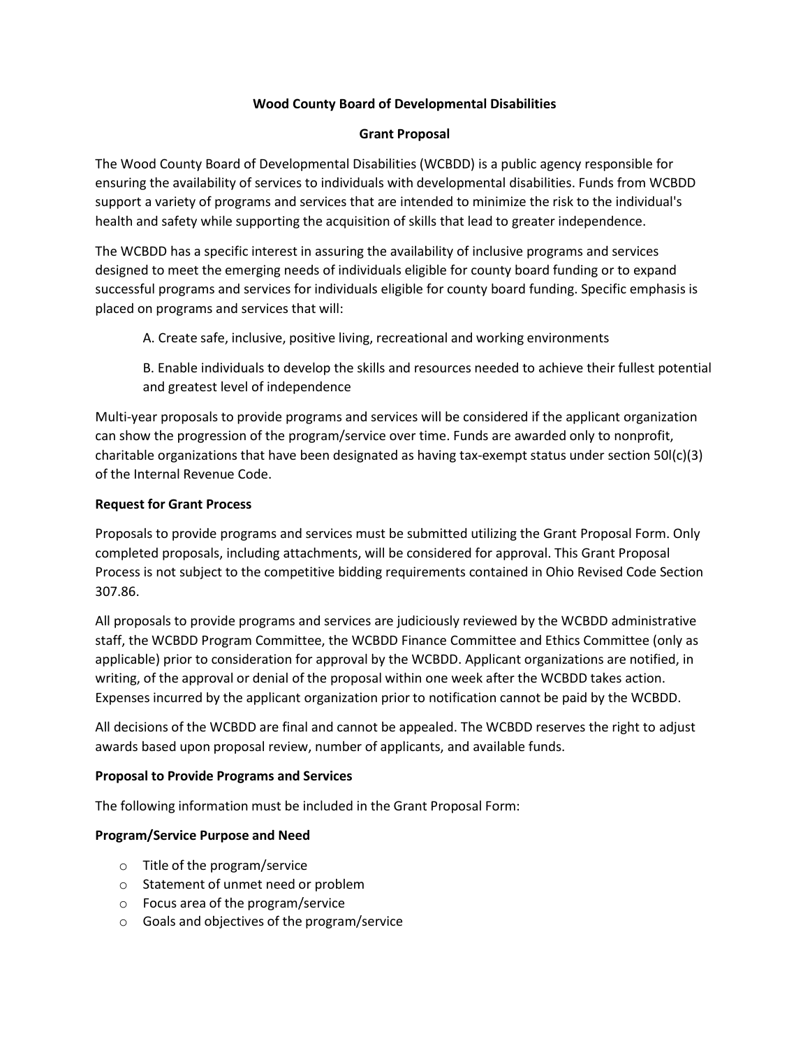**Wood County Board of Developmental Disabilities**

**Grant Proposal**

The Wood County Board of Developmental Disabilities (WCBDD) is a public agency responsible for ensuring the availability of services to individuals with developmental disabilities. Funds from WCBDD support a variety of programs and services that are intended to minimize the risk to the individual's health and safety while supporting the acquisition of skills that lead to greater independence.

The WCBDD has a specific interest in assuring the availability of inclusive programs and services designed to meet the emerging needs of individuals eligible for county board funding or to expand successful programs and services for individuals eligible for county board funding. Specific emphasis is placed on programs and services that will:

A. Create safe, inclusive, positive living, recreational and working environments

B. Enable individuals to develop the skills and resources needed to achieve their fullest potential and greatest level of independence

Multi-year proposals to provide programs and services will be considered if the applicant organization can show the progression of the program/service over time. Funds are awarded only to nonprofit, charitable organizations that have been designated as having tax-exempt status under section 50l(c)(3) of the Internal Revenue Code.

**Request for Grant Process**

Proposals to provide programs and services must be submitted utilizing the Grant Proposal Form. Only completed proposals, including attachments, will be considered for approval. This Grant Proposal Process is not subject to the competitive bidding requirements contained in Ohio Revised Code Section 307.86.

All proposals to provide programs and services are judiciously reviewed by the WCBDD administrative staff, the WCBDD Program Committee, the WCBDD Finance Committee and Ethics Committee (only as applicable) prior to consideration for approval by the WCBDD. Applicant organizations are notified, in writing, of the approval or denial of the proposal within one week after the WCBDD takes action. Expenses incurred by the applicant organization prior to notification cannot be paid by the WCBDD.

All decisions of the WCBDD are final and cannot be appealed. The WCBDD reserves the right to adjust awards based upon proposal review, number of applicants, and available funds.

**Proposal to Provide Programs and Services**

The following information must be included in the Grant Proposal Form:

**Program/Service Purpose and Need**

- Title of the program/service
- Statement of unmet need or problem
- Focus area of the program/service
- Goals and objectives of the program/service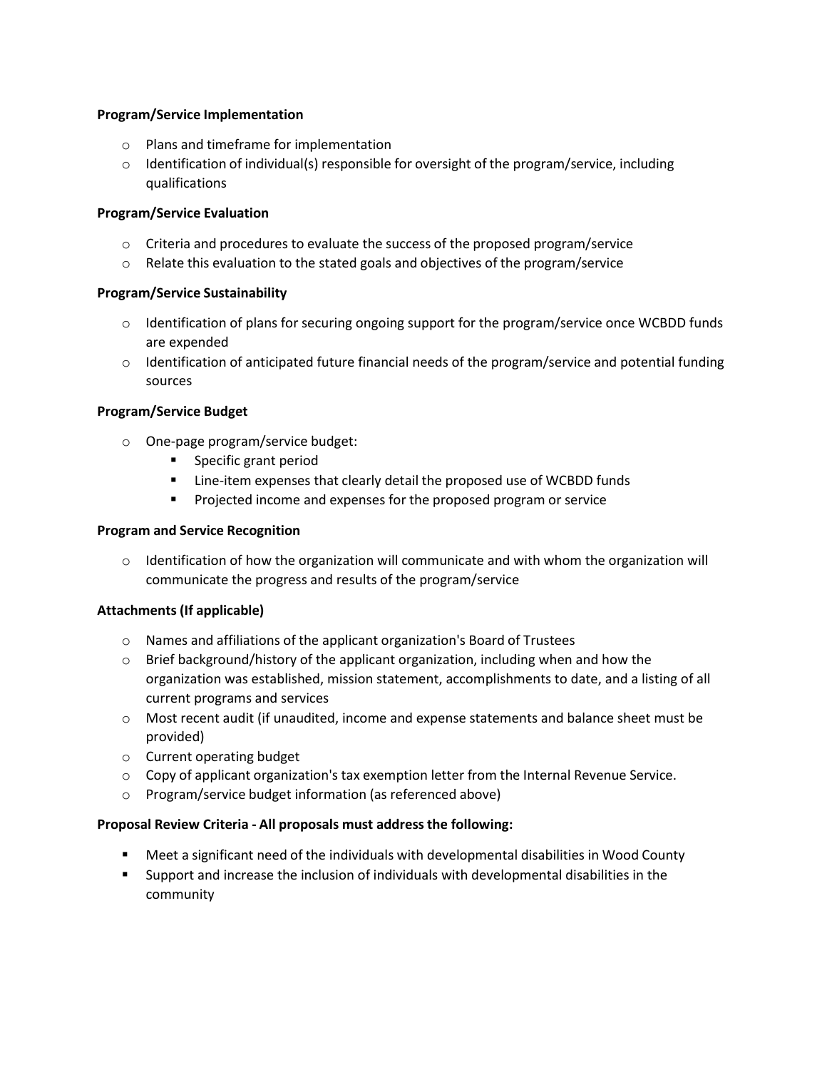**Program/Service Implementation**

- Plans and timeframe for implementation
- Identification of individual(s) responsible for oversight of the program/service, including qualifications

**Program/Service Evaluation**

- Criteria and procedures to evaluate the success of the proposed program/service
- Relate this evaluation to the stated goals and objectives of the program/service

**Program/Service Sustainability**

- Identification of plans for securing ongoing support for the program/service once WCBDD funds are expended
- Identification of anticipated future financial needs of the program/service and potential funding sources

**Program/Service Budget**

- One-page program/service budget:
  - Specific grant period
  - Line-item expenses that clearly detail the proposed use of WCBDD funds
  - Projected income and expenses for the proposed program or service

**Program and Service Recognition**

- Identification of how the organization will communicate and with whom the organization will communicate the progress and results of the program/service

**Attachments (If applicable)**

- Names and affiliations of the applicant organization's Board of Trustees
- Brief background/history of the applicant organization, including when and how the organization was established, mission statement, accomplishments to date, and a listing of all current programs and services
- Most recent audit (if unaudited, income and expense statements and balance sheet must be provided)
- Current operating budget
- Copy of applicant organization's tax exemption letter from the Internal Revenue Service.
- Program/service budget information (as referenced above)

**Proposal Review Criteria - All proposals must address the following:**

- Meet a significant need of the individuals with developmental disabilities in Wood County
- Support and increase the inclusion of individuals with developmental disabilities in the community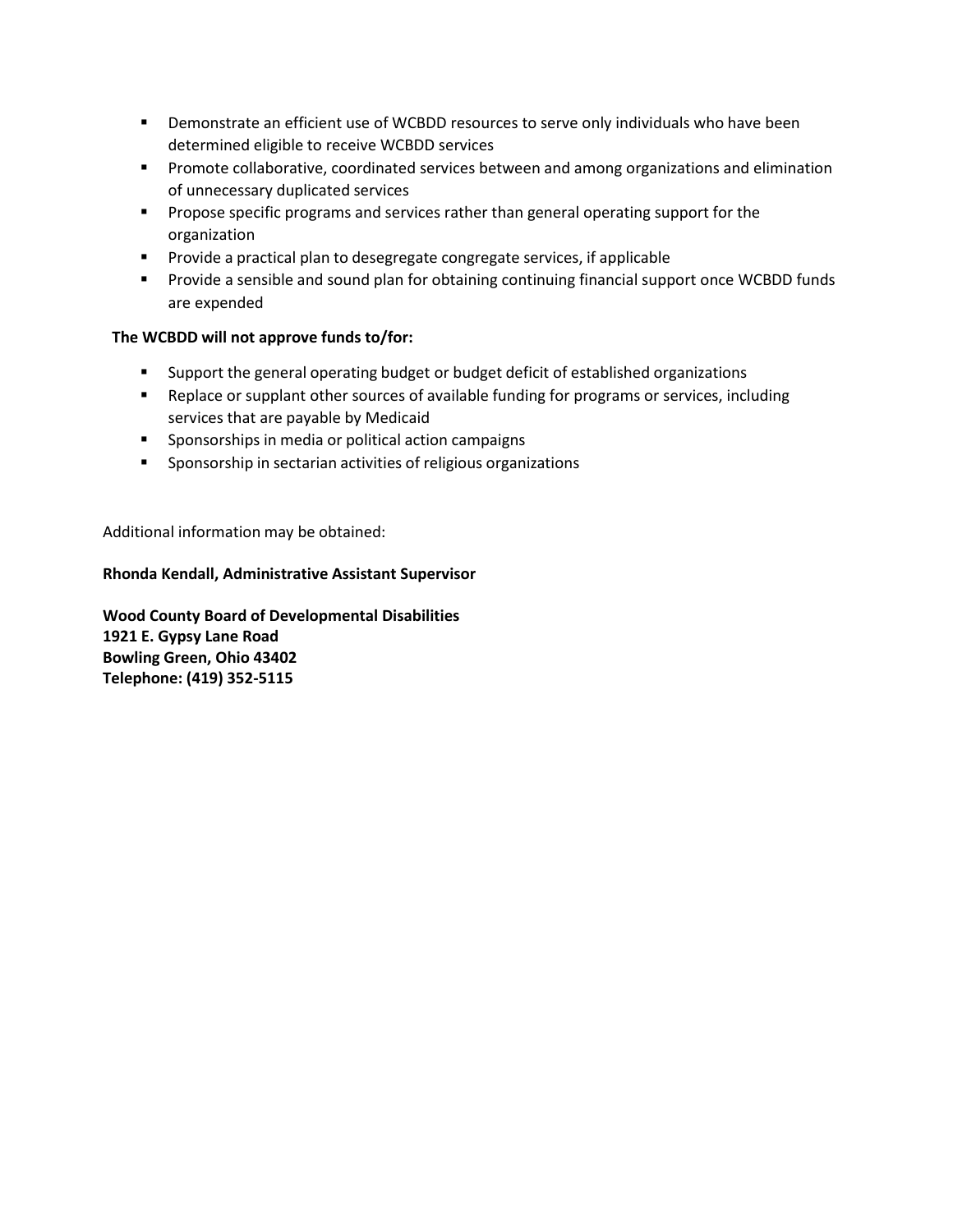- Demonstrate an efficient use of WCBDD resources to serve only individuals who have been determined eligible to receive WCBDD services
- Promote collaborative, coordinated services between and among organizations and elimination of unnecessary duplicated services
- Propose specific programs and services rather than general operating support for the organization
- Provide a practical plan to desegregate congregate services, if applicable
- Provide a sensible and sound plan for obtaining continuing financial support once WCBDD funds are expended

**The WCBDD will not approve funds to/for:**

- Support the general operating budget or budget deficit of established organizations
- Replace or supplant other sources of available funding for programs or services, including services that are payable by Medicaid
- Sponsorships in media or political action campaigns
- Sponsorship in sectarian activities of religious organizations

Additional information may be obtained:

**Rhonda Kendall, Administrative Assistant Supervisor**

**Wood County Board of Developmental Disabilities**
**1921 E. Gypsy Lane Road**
**Bowling Green, Ohio 43402**
**Telephone: (419) 352-5115**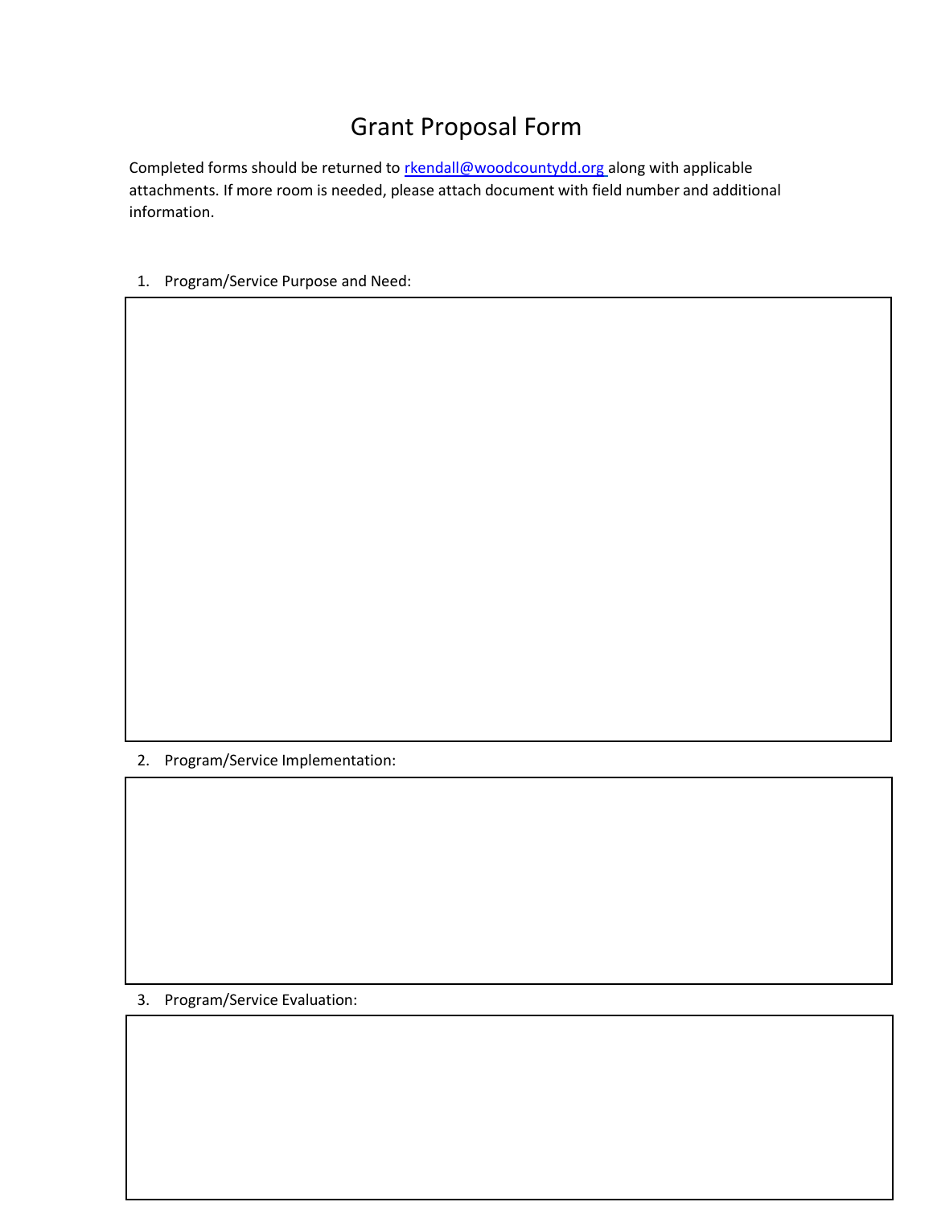# Grant Proposal Form

Completed forms should be returned to rkendall@woodcountydd.org along with applicable attachments. If more room is needed, please attach document with field number and additional information.

1. Program/Service Purpose and Need:

2. Program/Service Implementation:

3. Program/Service Evaluation: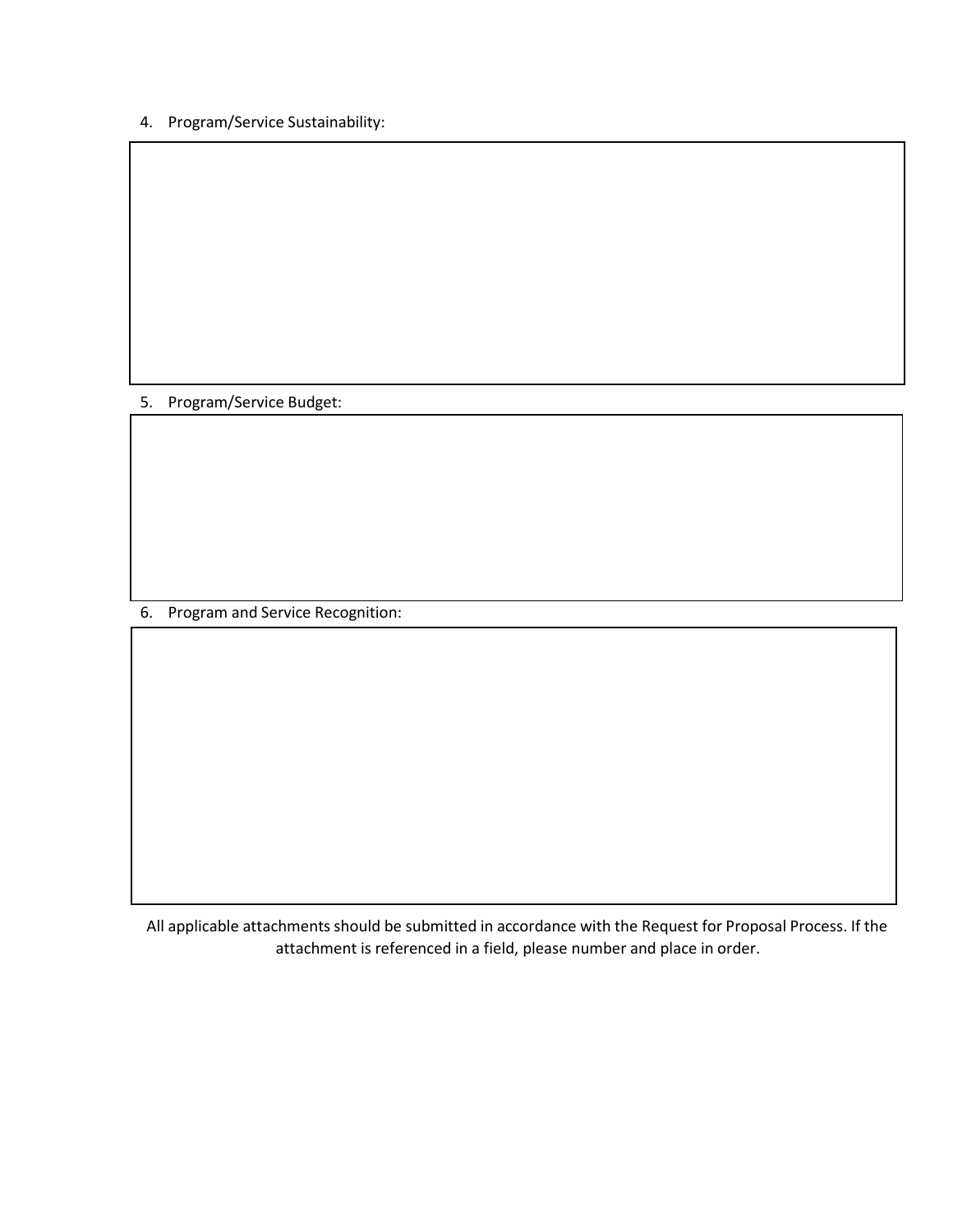4. Program/Service Sustainability:

5. Program/Service Budget:

6. Program and Service Recognition:

All applicable attachments should be submitted in accordance with the Request for Proposal Process. If the attachment is referenced in a field, please number and place in order.